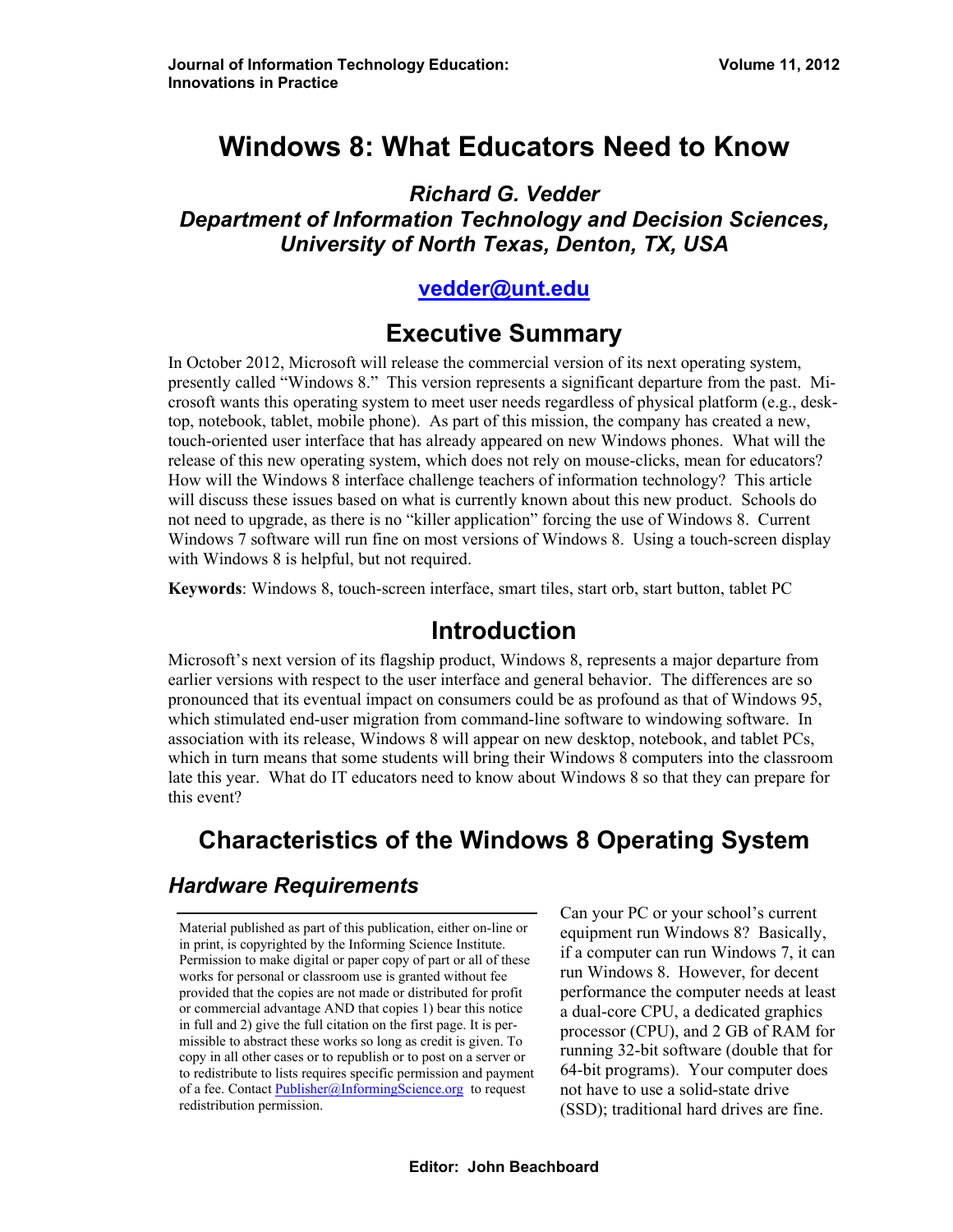# Windows 8: What Educators Need to Know

***Richard G. Vedder***
***Department of Information Technology and Decision Sciences, University of North Texas, Denton, TX, USA***

**vedder@unt.edu**

## Executive Summary

In October 2012, Microsoft will release the commercial version of its next operating system, presently called "Windows 8." This version represents a significant departure from the past. Microsoft wants this operating system to meet user needs regardless of physical platform (e.g., desktop, notebook, tablet, mobile phone). As part of this mission, the company has created a new, touch-oriented user interface that has already appeared on new Windows phones. What will the release of this new operating system, which does not rely on mouse-clicks, mean for educators? How will the Windows 8 interface challenge teachers of information technology? This article will discuss these issues based on what is currently known about this new product. Schools do not need to upgrade, as there is no "killer application" forcing the use of Windows 8. Current Windows 7 software will run fine on most versions of Windows 8. Using a touch-screen display with Windows 8 is helpful, but not required.

**Keywords**: Windows 8, touch-screen interface, smart tiles, start orb, start button, tablet PC

## Introduction

Microsoft's next version of its flagship product, Windows 8, represents a major departure from earlier versions with respect to the user interface and general behavior. The differences are so pronounced that its eventual impact on consumers could be as profound as that of Windows 95, which stimulated end-user migration from command-line software to windowing software. In association with its release, Windows 8 will appear on new desktop, notebook, and tablet PCs, which in turn means that some students will bring their Windows 8 computers into the classroom late this year. What do IT educators need to know about Windows 8 so that they can prepare for this event?

## Characteristics of the Windows 8 Operating System

### *Hardware Requirements*

Can your PC or your school's current equipment run Windows 8? Basically, if a computer can run Windows 7, it can run Windows 8. However, for decent performance the computer needs at least a dual-core CPU, a dedicated graphics processor (CPU), and 2 GB of RAM for running 32-bit software (double that for 64-bit programs). Your computer does not have to use a solid-state drive (SSD); traditional hard drives are fine.

Material published as part of this publication, either on-line or in print, is copyrighted by the Informing Science Institute. Permission to make digital or paper copy of part or all of these works for personal or classroom use is granted without fee provided that the copies are not made or distributed for profit or commercial advantage AND that copies 1) bear this notice in full and 2) give the full citation on the first page. It is permissible to abstract these works so long as credit is given. To copy in all other cases or to republish or to post on a server or to redistribute to lists requires specific permission and payment of a fee. Contact Publisher@InformingScience.org to request redistribution permission.

Editor: John Beachboard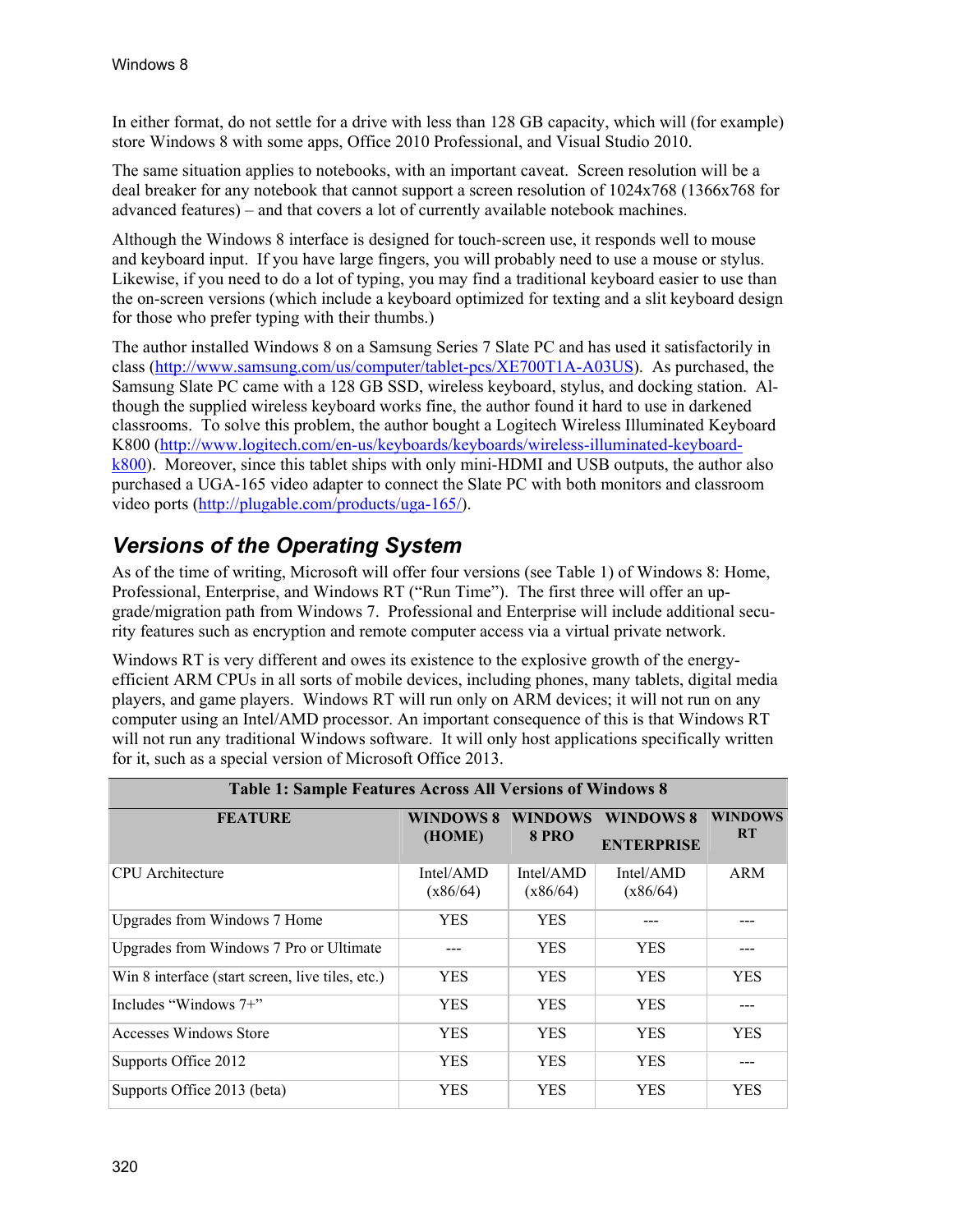In either format, do not settle for a drive with less than 128 GB capacity, which will (for example) store Windows 8 with some apps, Office 2010 Professional, and Visual Studio 2010.

The same situation applies to notebooks, with an important caveat. Screen resolution will be a deal breaker for any notebook that cannot support a screen resolution of 1024x768 (1366x768 for advanced features) – and that covers a lot of currently available notebook machines.

Although the Windows 8 interface is designed for touch-screen use, it responds well to mouse and keyboard input. If you have large fingers, you will probably need to use a mouse or stylus. Likewise, if you need to do a lot of typing, you may find a traditional keyboard easier to use than the on-screen versions (which include a keyboard optimized for texting and a slit keyboard design for those who prefer typing with their thumbs.)

The author installed Windows 8 on a Samsung Series 7 Slate PC and has used it satisfactorily in class (http://www.samsung.com/us/computer/tablet-pcs/XE700T1A-A03US). As purchased, the Samsung Slate PC came with a 128 GB SSD, wireless keyboard, stylus, and docking station. Although the supplied wireless keyboard works fine, the author found it hard to use in darkened classrooms. To solve this problem, the author bought a Logitech Wireless Illuminated Keyboard K800 (http://www.logitech.com/en-us/keyboards/keyboards/wireless-illuminated-keyboard-k800). Moreover, since this tablet ships with only mini-HDMI and USB outputs, the author also purchased a UGA-165 video adapter to connect the Slate PC with both monitors and classroom video ports (http://plugable.com/products/uga-165/).

## *Versions of the Operating System*

As of the time of writing, Microsoft will offer four versions (see Table 1) of Windows 8: Home, Professional, Enterprise, and Windows RT ("Run Time"). The first three will offer an upgrade/migration path from Windows 7. Professional and Enterprise will include additional security features such as encryption and remote computer access via a virtual private network.

Windows RT is very different and owes its existence to the explosive growth of the energy-efficient ARM CPUs in all sorts of mobile devices, including phones, many tablets, digital media players, and game players. Windows RT will run only on ARM devices; it will not run on any computer using an Intel/AMD processor. An important consequence of this is that Windows RT will not run any traditional Windows software. It will only host applications specifically written for it, such as a special version of Microsoft Office 2013.

**Table 1: Sample Features Across All Versions of Windows 8**

| FEATURE | WINDOWS 8 (HOME) | WINDOWS 8 PRO | WINDOWS 8 ENTERPRISE | WINDOWS RT |
|---|---|---|---|---|
| CPU Architecture | Intel/AMD (x86/64) | Intel/AMD (x86/64) | Intel/AMD (x86/64) | ARM |
| Upgrades from Windows 7 Home | YES | YES | --- | --- |
| Upgrades from Windows 7 Pro or Ultimate | --- | YES | YES | --- |
| Win 8 interface (start screen, live tiles, etc.) | YES | YES | YES | YES |
| Includes "Windows 7+" | YES | YES | YES | --- |
| Accesses Windows Store | YES | YES | YES | YES |
| Supports Office 2012 | YES | YES | YES | --- |
| Supports Office 2013 (beta) | YES | YES | YES | YES |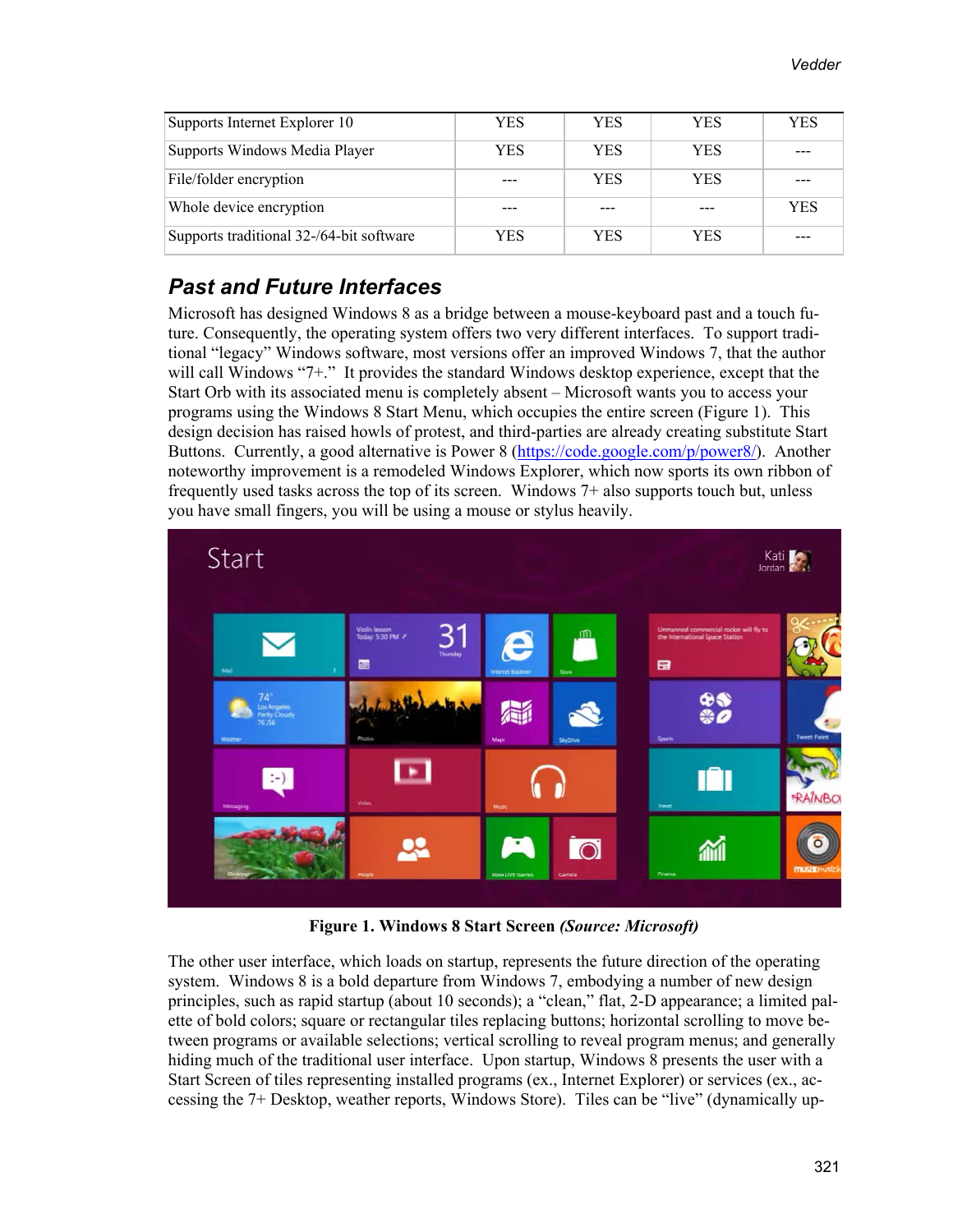| Supports Internet Explorer 10 | YES | YES | YES | YES |
|---|---|---|---|---|
| Supports Windows Media Player | YES | YES | YES | --- |
| File/folder encryption | --- | YES | YES | --- |
| Whole device encryption | --- | --- | --- | YES |
| Supports traditional 32-/64-bit software | YES | YES | YES | --- |

## Past and Future Interfaces

Microsoft has designed Windows 8 as a bridge between a mouse-keyboard past and a touch future. Consequently, the operating system offers two very different interfaces. To support traditional "legacy" Windows software, most versions offer an improved Windows 7, that the author will call Windows "7+." It provides the standard Windows desktop experience, except that the Start Orb with its associated menu is completely absent – Microsoft wants you to access your programs using the Windows 8 Start Menu, which occupies the entire screen (Figure 1). This design decision has raised howls of protest, and third-parties are already creating substitute Start Buttons. Currently, a good alternative is Power 8 (https://code.google.com/p/power8/). Another noteworthy improvement is a remodeled Windows Explorer, which now sports its own ribbon of frequently used tasks across the top of its screen. Windows 7+ also supports touch but, unless you have small fingers, you will be using a mouse or stylus heavily.

**Figure 1. Windows 8 Start Screen** ***(Source: Microsoft)***

The other user interface, which loads on startup, represents the future direction of the operating system. Windows 8 is a bold departure from Windows 7, embodying a number of new design principles, such as rapid startup (about 10 seconds); a "clean," flat, 2-D appearance; a limited palette of bold colors; square or rectangular tiles replacing buttons; horizontal scrolling to move between programs or available selections; vertical scrolling to reveal program menus; and generally hiding much of the traditional user interface. Upon startup, Windows 8 presents the user with a Start Screen of tiles representing installed programs (ex., Internet Explorer) or services (ex., accessing the 7+ Desktop, weather reports, Windows Store). Tiles can be "live" (dynamically up-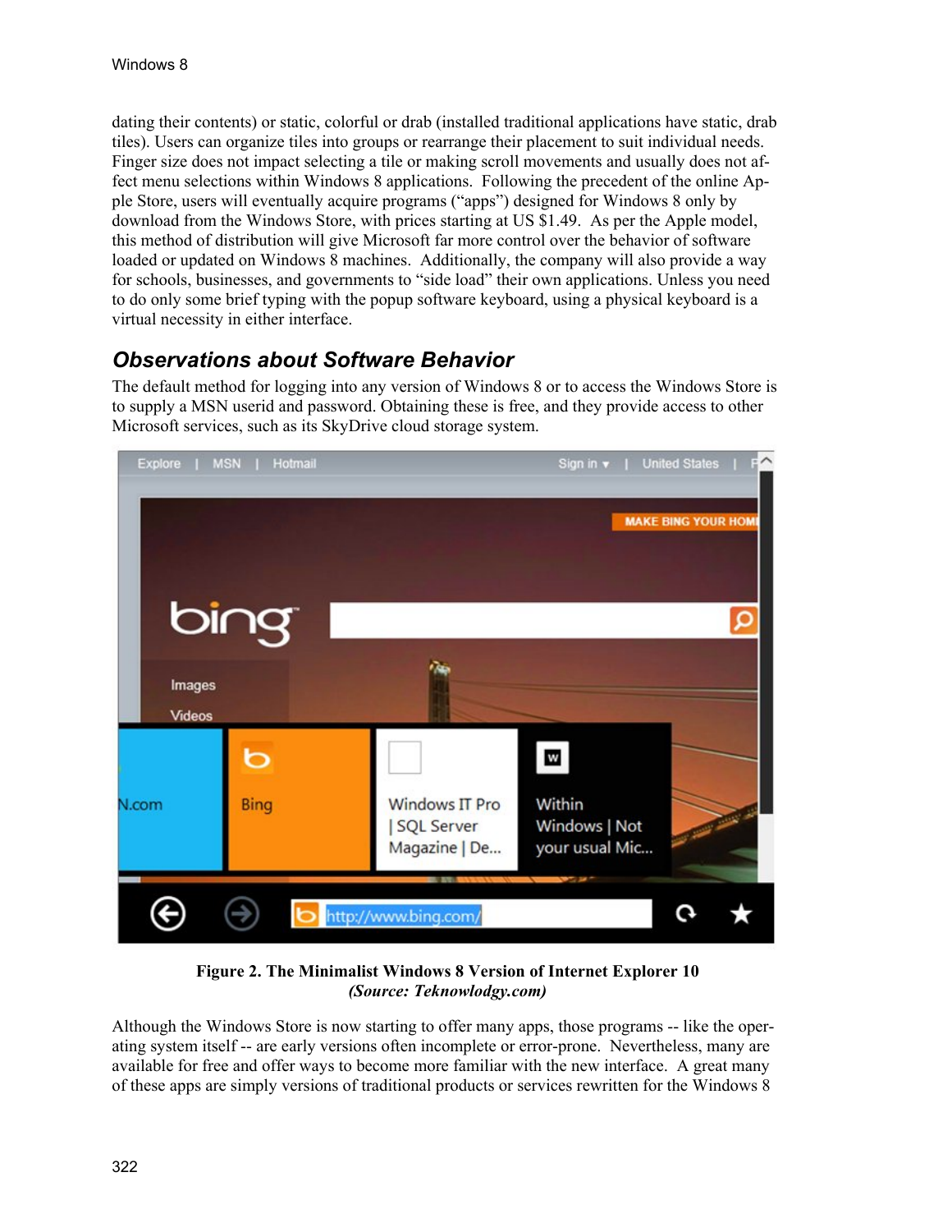dating their contents) or static, colorful or drab (installed traditional applications have static, drab tiles). Users can organize tiles into groups or rearrange their placement to suit individual needs. Finger size does not impact selecting a tile or making scroll movements and usually does not affect menu selections within Windows 8 applications. Following the precedent of the online Apple Store, users will eventually acquire programs ("apps") designed for Windows 8 only by download from the Windows Store, with prices starting at US $1.49. As per the Apple model, this method of distribution will give Microsoft far more control over the behavior of software loaded or updated on Windows 8 machines. Additionally, the company will also provide a way for schools, businesses, and governments to "side load" their own applications. Unless you need to do only some brief typing with the popup software keyboard, using a physical keyboard is a virtual necessity in either interface.

## Observations about Software Behavior

The default method for logging into any version of Windows 8 or to access the Windows Store is to supply a MSN userid and password. Obtaining these is free, and they provide access to other Microsoft services, such as its SkyDrive cloud storage system.

**Figure 2. The Minimalist Windows 8 Version of Internet Explorer 10**
***(Source: Teknowlodgy.com)***

Although the Windows Store is now starting to offer many apps, those programs -- like the operating system itself -- are early versions often incomplete or error-prone. Nevertheless, many are available for free and offer ways to become more familiar with the new interface. A great many of these apps are simply versions of traditional products or services rewritten for the Windows 8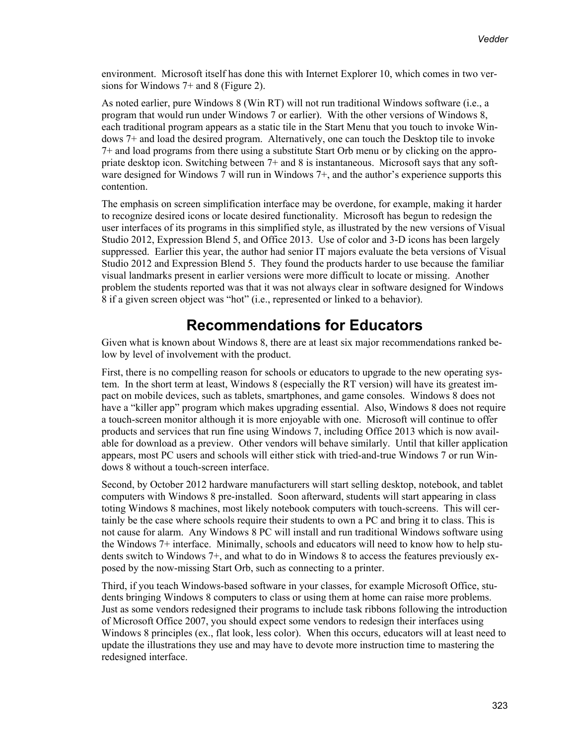environment. Microsoft itself has done this with Internet Explorer 10, which comes in two versions for Windows 7+ and 8 (Figure 2).

As noted earlier, pure Windows 8 (Win RT) will not run traditional Windows software (i.e., a program that would run under Windows 7 or earlier). With the other versions of Windows 8, each traditional program appears as a static tile in the Start Menu that you touch to invoke Windows 7+ and load the desired program. Alternatively, one can touch the Desktop tile to invoke 7+ and load programs from there using a substitute Start Orb menu or by clicking on the appropriate desktop icon. Switching between 7+ and 8 is instantaneous. Microsoft says that any software designed for Windows 7 will run in Windows 7+, and the author's experience supports this contention.

The emphasis on screen simplification interface may be overdone, for example, making it harder to recognize desired icons or locate desired functionality. Microsoft has begun to redesign the user interfaces of its programs in this simplified style, as illustrated by the new versions of Visual Studio 2012, Expression Blend 5, and Office 2013. Use of color and 3-D icons has been largely suppressed. Earlier this year, the author had senior IT majors evaluate the beta versions of Visual Studio 2012 and Expression Blend 5. They found the products harder to use because the familiar visual landmarks present in earlier versions were more difficult to locate or missing. Another problem the students reported was that it was not always clear in software designed for Windows 8 if a given screen object was "hot" (i.e., represented or linked to a behavior).

## Recommendations for Educators

Given what is known about Windows 8, there are at least six major recommendations ranked below by level of involvement with the product.

First, there is no compelling reason for schools or educators to upgrade to the new operating system. In the short term at least, Windows 8 (especially the RT version) will have its greatest impact on mobile devices, such as tablets, smartphones, and game consoles. Windows 8 does not have a "killer app" program which makes upgrading essential. Also, Windows 8 does not require a touch-screen monitor although it is more enjoyable with one. Microsoft will continue to offer products and services that run fine using Windows 7, including Office 2013 which is now available for download as a preview. Other vendors will behave similarly. Until that killer application appears, most PC users and schools will either stick with tried-and-true Windows 7 or run Windows 8 without a touch-screen interface.

Second, by October 2012 hardware manufacturers will start selling desktop, notebook, and tablet computers with Windows 8 pre-installed. Soon afterward, students will start appearing in class toting Windows 8 machines, most likely notebook computers with touch-screens. This will certainly be the case where schools require their students to own a PC and bring it to class. This is not cause for alarm. Any Windows 8 PC will install and run traditional Windows software using the Windows 7+ interface. Minimally, schools and educators will need to know how to help students switch to Windows 7+, and what to do in Windows 8 to access the features previously exposed by the now-missing Start Orb, such as connecting to a printer.

Third, if you teach Windows-based software in your classes, for example Microsoft Office, students bringing Windows 8 computers to class or using them at home can raise more problems. Just as some vendors redesigned their programs to include task ribbons following the introduction of Microsoft Office 2007, you should expect some vendors to redesign their interfaces using Windows 8 principles (ex., flat look, less color). When this occurs, educators will at least need to update the illustrations they use and may have to devote more instruction time to mastering the redesigned interface.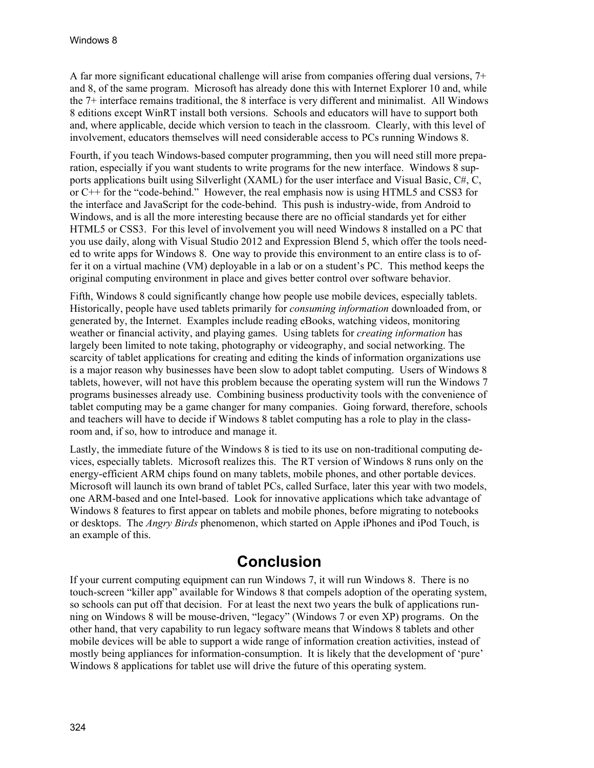A far more significant educational challenge will arise from companies offering dual versions, 7+ and 8, of the same program. Microsoft has already done this with Internet Explorer 10 and, while the 7+ interface remains traditional, the 8 interface is very different and minimalist. All Windows 8 editions except WinRT install both versions. Schools and educators will have to support both and, where applicable, decide which version to teach in the classroom. Clearly, with this level of involvement, educators themselves will need considerable access to PCs running Windows 8.

Fourth, if you teach Windows-based computer programming, then you will need still more preparation, especially if you want students to write programs for the new interface. Windows 8 supports applications built using Silverlight (XAML) for the user interface and Visual Basic, C#, C, or C++ for the "code-behind." However, the real emphasis now is using HTML5 and CSS3 for the interface and JavaScript for the code-behind. This push is industry-wide, from Android to Windows, and is all the more interesting because there are no official standards yet for either HTML5 or CSS3. For this level of involvement you will need Windows 8 installed on a PC that you use daily, along with Visual Studio 2012 and Expression Blend 5, which offer the tools needed to write apps for Windows 8. One way to provide this environment to an entire class is to offer it on a virtual machine (VM) deployable in a lab or on a student's PC. This method keeps the original computing environment in place and gives better control over software behavior.

Fifth, Windows 8 could significantly change how people use mobile devices, especially tablets. Historically, people have used tablets primarily for *consuming information* downloaded from, or generated by, the Internet. Examples include reading eBooks, watching videos, monitoring weather or financial activity, and playing games. Using tablets for *creating information* has largely been limited to note taking, photography or videography, and social networking. The scarcity of tablet applications for creating and editing the kinds of information organizations use is a major reason why businesses have been slow to adopt tablet computing. Users of Windows 8 tablets, however, will not have this problem because the operating system will run the Windows 7 programs businesses already use. Combining business productivity tools with the convenience of tablet computing may be a game changer for many companies. Going forward, therefore, schools and teachers will have to decide if Windows 8 tablet computing has a role to play in the classroom and, if so, how to introduce and manage it.

Lastly, the immediate future of the Windows 8 is tied to its use on non-traditional computing devices, especially tablets. Microsoft realizes this. The RT version of Windows 8 runs only on the energy-efficient ARM chips found on many tablets, mobile phones, and other portable devices. Microsoft will launch its own brand of tablet PCs, called Surface, later this year with two models, one ARM-based and one Intel-based. Look for innovative applications which take advantage of Windows 8 features to first appear on tablets and mobile phones, before migrating to notebooks or desktops. The *Angry Birds* phenomenon, which started on Apple iPhones and iPod Touch, is an example of this.

## Conclusion

If your current computing equipment can run Windows 7, it will run Windows 8. There is no touch-screen "killer app" available for Windows 8 that compels adoption of the operating system, so schools can put off that decision. For at least the next two years the bulk of applications running on Windows 8 will be mouse-driven, "legacy" (Windows 7 or even XP) programs. On the other hand, that very capability to run legacy software means that Windows 8 tablets and other mobile devices will be able to support a wide range of information creation activities, instead of mostly being appliances for information-consumption. It is likely that the development of 'pure' Windows 8 applications for tablet use will drive the future of this operating system.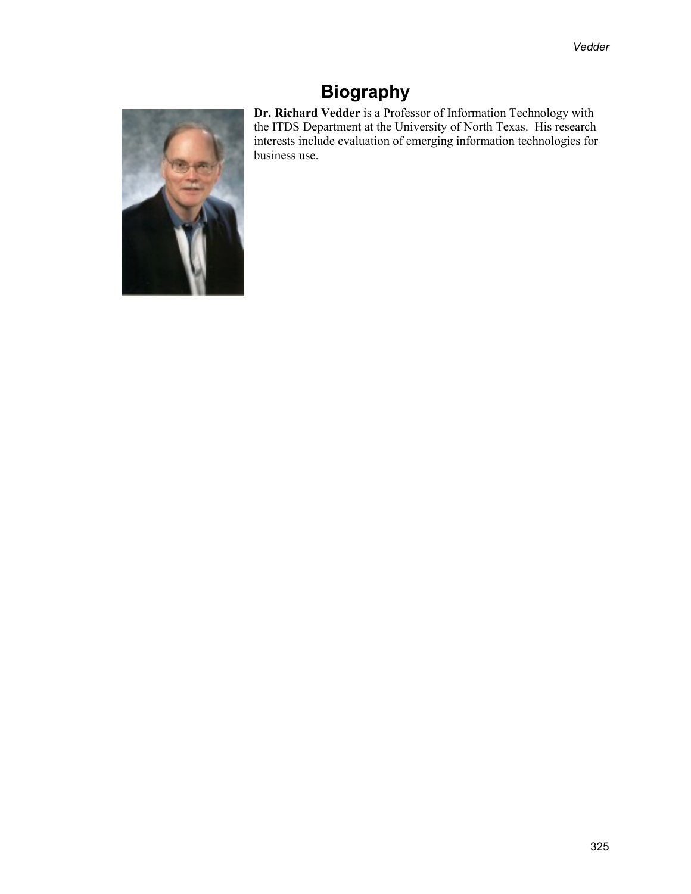# Biography

**Dr. Richard Vedder** is a Professor of Information Technology with the ITDS Department at the University of North Texas. His research interests include evaluation of emerging information technologies for business use.